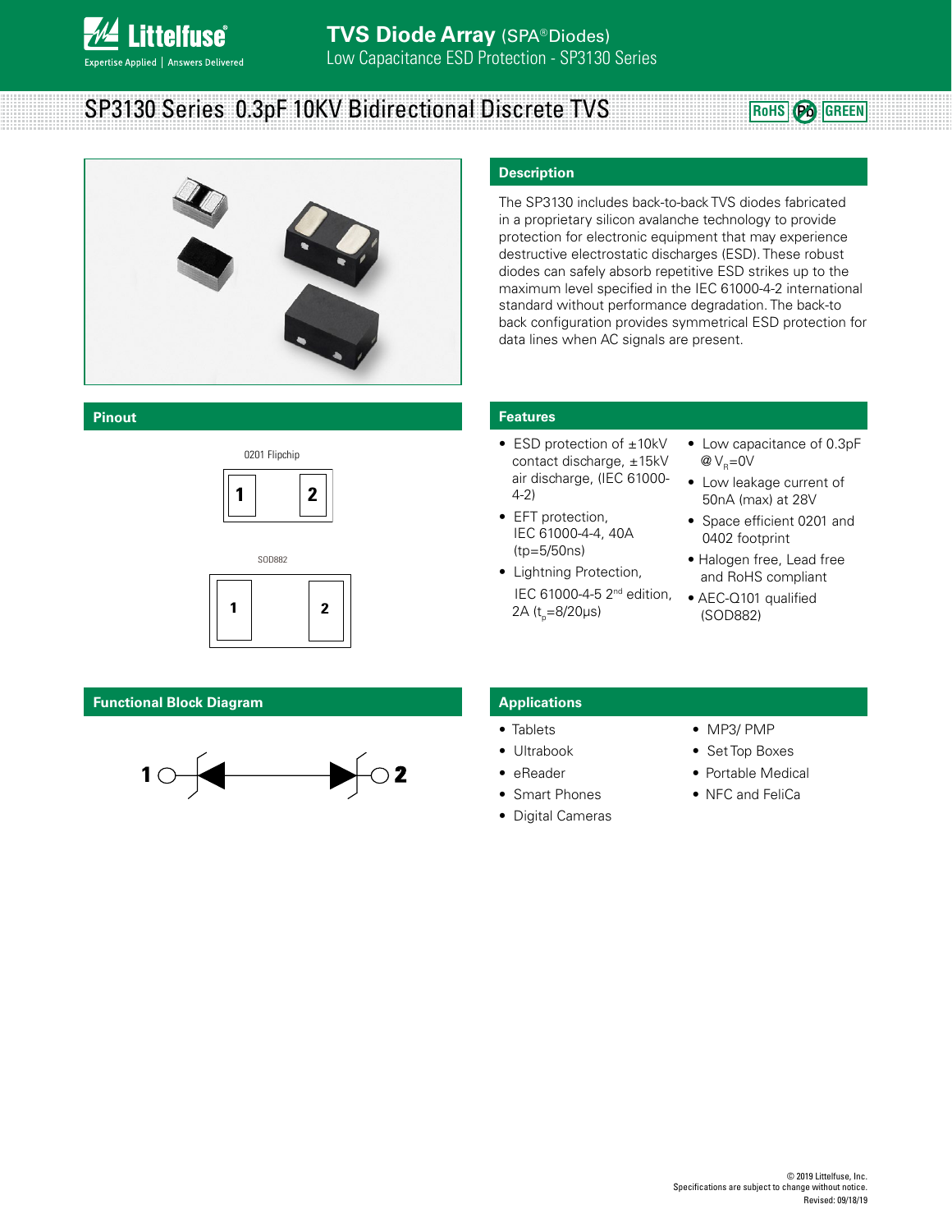# TVS Diode Array (SPA® Diodes)

Low Capacitance ESD Protection - SP3130 Series

## SP3130 Series 0.3pF 10KV Bidirectional Discrete TVS

RoHS | Pb | GREEN

## Description

The SP3130 includes back-to-back TVS diodes fabricated in a proprietary silicon avalanche technology to provide protection for electronic equipment that may experience destructive electrostatic discharges (ESD). These robust diodes can safely absorb repetitive ESD strikes up to the maximum level specified in the IEC 61000-4-2 international standard without performance degradation. The back-to back configuration provides symmetrical ESD protection for data lines when AC signals are present.

## Pinout

0201 Flipchip

1 | 2

SOD882

1 | 2

## Features

- ESD protection of ±10kV contact discharge, ±15kV air discharge, (IEC 61000-4-2)
- EFT protection, IEC 61000-4-4, 40A (tp=5/50ns)
- Lightning Protection, IEC 61000-4-5 2nd edition, 2A ($t_p$=8/20μs)
- Low capacitance of 0.3pF @ $V_R$=0V
- Low leakage current of 50nA (max) at 28V
- Space efficient 0201 and 0402 footprint
- Halogen free, Lead free and RoHS compliant
- AEC-Q101 qualified (SOD882)

## Functional Block Diagram

1 ○—(back-to-back TVS diodes)—○ 2

## Applications

- Tablets
- Ultrabook
- eReader
- Smart Phones
- Digital Cameras
- MP3/ PMP
- Set Top Boxes
- Portable Medical
- NFC and FeliCa

© 2019 Littelfuse, Inc.
Specifications are subject to change without notice.
Revised: 09/18/19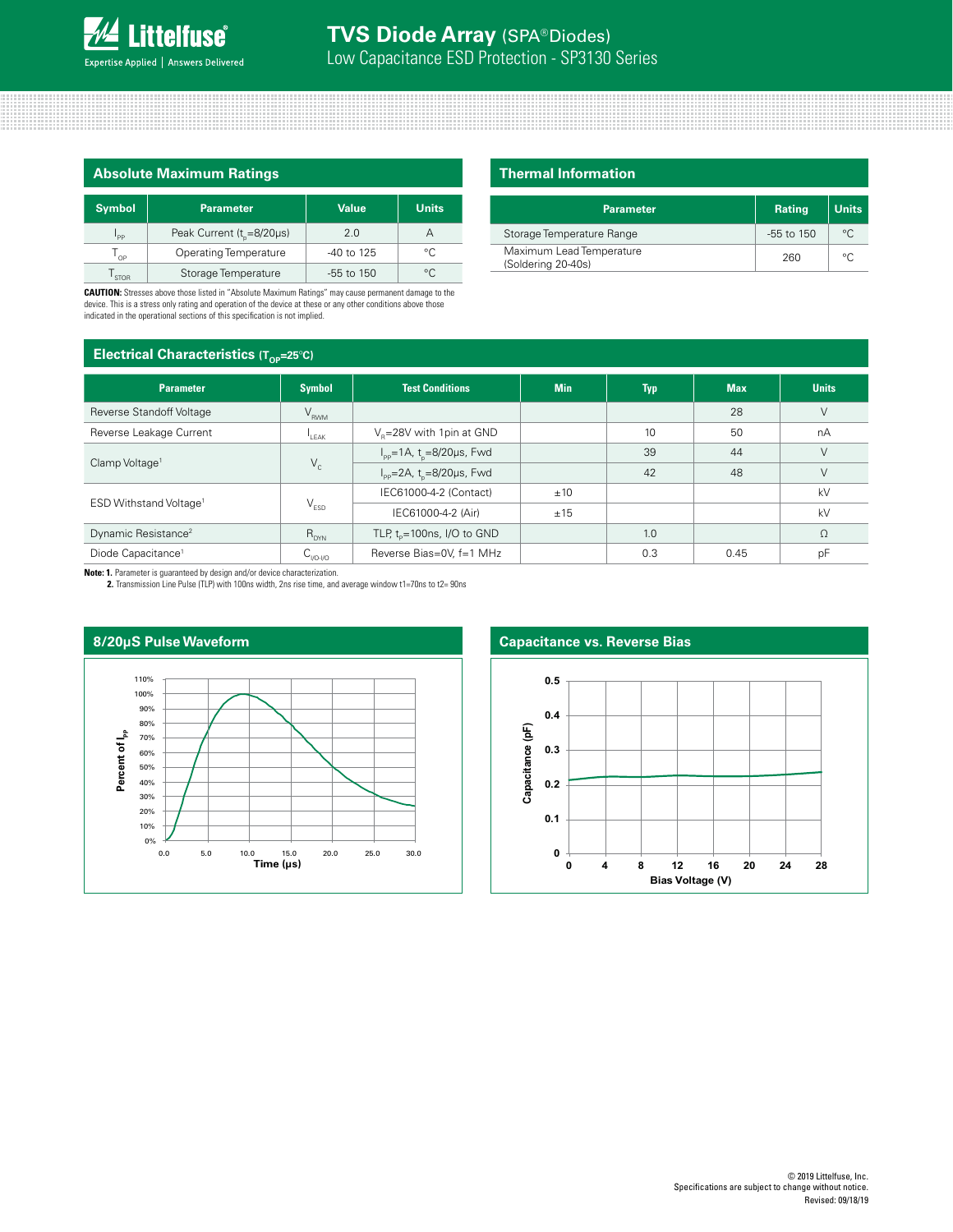## Absolute Maximum Ratings

| Symbol | Parameter | Value | Units |
|---|---|---|---|
| $I_{PP}$ | Peak Current ($t_p$=8/20μs) | 2.0 | A |
| $T_{OP}$ | Operating Temperature | -40 to 125 | °C |
| $T_{STOR}$ | Storage Temperature | -55 to 150 | °C |

**CAUTION:** Stresses above those listed in "Absolute Maximum Ratings" may cause permanent damage to the device. This is a stress only rating and operation of the device at these or any other conditions above those indicated in the operational sections of this specification is not implied.

## Thermal Information

| Parameter | Rating | Units |
|---|---|---|
| Storage Temperature Range | -55 to 150 | °C |
| Maximum Lead Temperature (Soldering 20-40s) | 260 | °C |

## Electrical Characteristics ($T_{OP}$=25°C)

| Parameter | Symbol | Test Conditions | Min | Typ | Max | Units |
|---|---|---|---|---|---|---|
| Reverse Standoff Voltage | $V_{RWM}$ | | | | 28 | V |
| Reverse Leakage Current | $I_{LEAK}$ | $V_R$=28V with 1pin at GND | | 10 | 50 | nA |
| Clamp Voltage[1] | $V_C$ | $I_{PP}$=1A, $t_p$=8/20μs, Fwd | | 39 | 44 | V |
| | | $I_{PP}$=2A, $t_p$=8/20μs, Fwd | | 42 | 48 | V |
| ESD Withstand Voltage[1] | $V_{ESD}$ | IEC61000-4-2 (Contact) | ±10 | | | kV |
| | | IEC61000-4-2 (Air) | ±15 | | | kV |
| Dynamic Resistance[2] | $R_{DYN}$ | TLP, $t_p$=100ns, I/O to GND | | 1.0 | | Ω |
| Diode Capacitance[1] | $C_{I/O-I/O}$ | Reverse Bias=0V, f=1 MHz | | 0.3 | 0.45 | pF |

**Note: 1.** Parameter is guaranteed by design and/or device characterization.
**2.** Transmission Line Pulse (TLP) with 100ns width, 2ns rise time, and average window t1=70ns to t2= 90ns

## 8/20μS Pulse Waveform

## Capacitance vs. Reverse Bias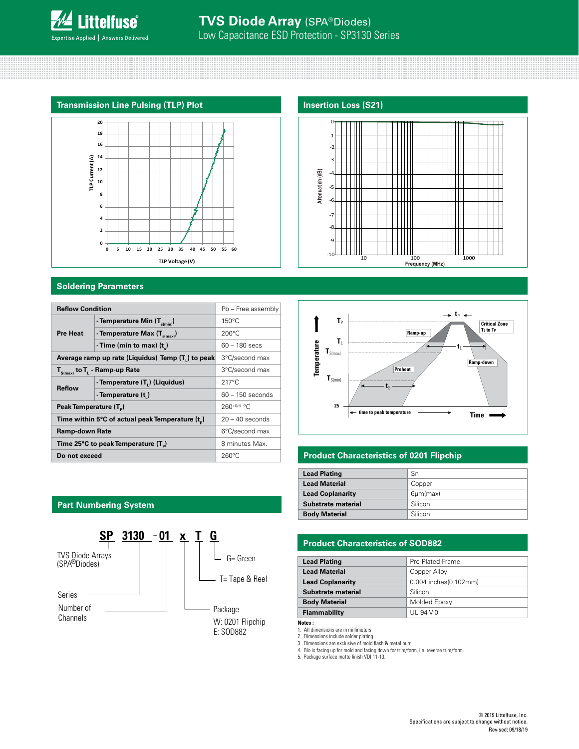## Transmission Line Pulsing (TLP) Plot

## Insertion Loss (S21)

## Soldering Parameters

| Reflow Condition | | Pb – Free assembly |
|---|---|---|
| Pre Heat | - Temperature Min ($T_{s(min)}$) | 150°C |
| | - Temperature Max ($T_{s(max)}$) | 200°C |
| | - Time (min to max) ($t_s$) | 60 – 180 secs |
| Average ramp up rate (Liquidus) Temp ($T_L$) to peak | | 3°C/second max |
| $T_{S(max)}$ to $T_L$ - Ramp-up Rate | | 3°C/second max |
| Reflow | - Temperature ($T_L$) (Liquidus) | 217°C |
| | - Temperature ($t_L$) | 60 – 150 seconds |
| Peak Temperature ($T_P$) | | $260^{+0/-5}$ °C |
| Time within 5°C of actual peak Temperature ($t_p$) | | 20 – 40 seconds |
| Ramp-down Rate | | 6°C/second max |
| Time 25°C to peak Temperature ($T_P$) | | 8 minutes Max. |
| Do not exceed | | 260°C |

## Part Numbering System

**SP 3130 - 01 x T G**

- SP: TVS Diode Arrays (SPA®Diodes)
- 3130: Series
- 01: Number of Channels
- x: Package — W: 0201 Flipchip, E: SOD882
- T= Tape & Reel
- G= Green

## Product Characteristics of 0201 Flipchip

| Lead Plating | Sn |
|---|---|
| Lead Material | Copper |
| Lead Coplanarity | 6µm(max) |
| Substrate material | Silicon |
| Body Material | Silicon |

## Product Characteristics of SOD882

| Lead Plating | Pre-Plated Frame |
|---|---|
| Lead Material | Copper Alloy |
| Lead Coplanarity | 0.004 inches(0.102mm) |
| Substrate material | Silicon |
| Body Material | Molded Epoxy |
| Flammability | UL 94 V-0 |

**Notes :**

1. All dimensions are in millimeters
2. Dimensions include solder plating.
3. Dimensions are exclusive of mold flash & metal burr.
4. Blo is facing up for mold and facing down for trim/form, i.e. reverse trim/form.
5. Package surface matte finish VDI 11-13.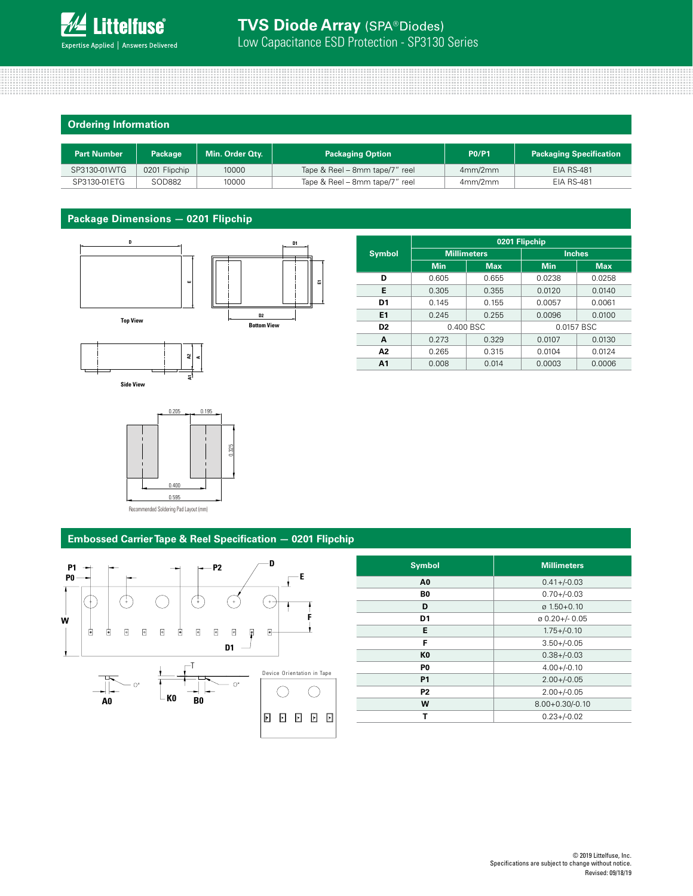## Ordering Information

| Part Number | Package | Min. Order Qty. | Packaging Option | P0/P1 | Packaging Specification |
|---|---|---|---|---|---|
| SP3130-01WTG | 0201 Flipchip | 10000 | Tape & Reel – 8mm tape/7" reel | 4mm/2mm | EIA RS-481 |
| SP3130-01ETG | SOD882 | 10000 | Tape & Reel – 8mm tape/7" reel | 4mm/2mm | EIA RS-481 |

## Package Dimensions — 0201 Flipchip

Top View

Bottom View

Side View

Recommended Soldering Pad Layout (mm)

| Symbol | 0201 Flipchip | | | |
|---|---|---|---|---|
| | Millimeters | | Inches | |
| | Min | Max | Min | Max |
| D | 0.605 | 0.655 | 0.0238 | 0.0258 |
| E | 0.305 | 0.355 | 0.0120 | 0.0140 |
| D1 | 0.145 | 0.155 | 0.0057 | 0.0061 |
| E1 | 0.245 | 0.255 | 0.0096 | 0.0100 |
| D2 | 0.400 BSC | | 0.0157 BSC | |
| A | 0.273 | 0.329 | 0.0107 | 0.0130 |
| A2 | 0.265 | 0.315 | 0.0104 | 0.0124 |
| A1 | 0.008 | 0.014 | 0.0003 | 0.0006 |

## Embossed Carrier Tape & Reel Specification — 0201 Flipchip

Device Orientation in Tape

| Symbol | Millimeters |
|---|---|
| A0 | 0.41+/-0.03 |
| B0 | 0.70+/-0.03 |
| D | ø 1.50+0.10 |
| D1 | ø 0.20+/- 0.05 |
| E | 1.75+/-0.10 |
| F | 3.50+/-0.05 |
| K0 | 0.38+/-0.03 |
| P0 | 4.00+/-0.10 |
| P1 | 2.00+/-0.05 |
| P2 | 2.00+/-0.05 |
| W | 8.00+0.30/-0.10 |
| T | 0.23+/-0.02 |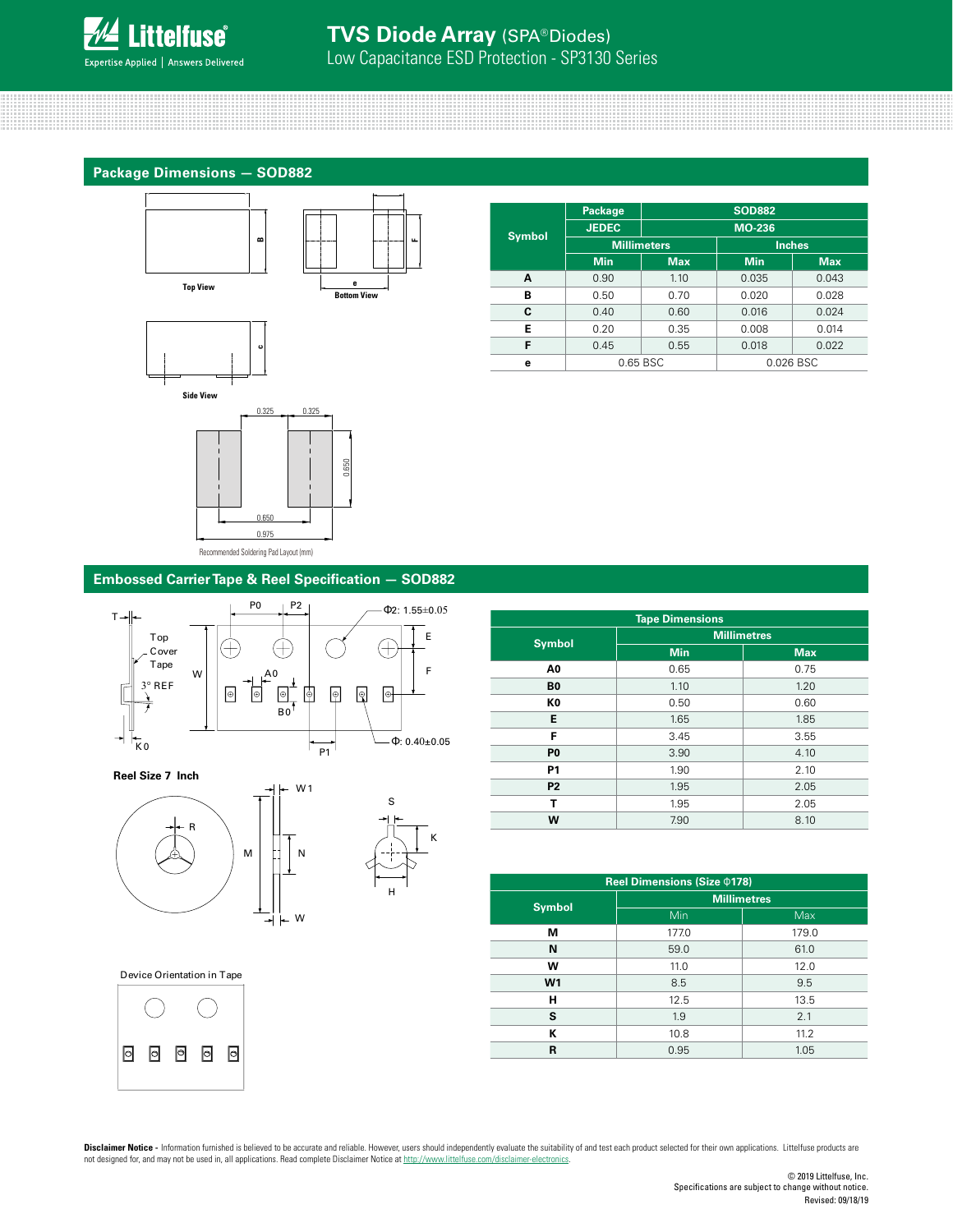## Package Dimensions — SOD882

Top View

Bottom View

Side View

0.325 0.325

0.650

0.650

0.975

Recommended Soldering Pad Layout (mm)

| Symbol | Package | SOD882 | | |
|---|---|---|---|---|
| | JEDEC | MO-236 | | |
| | Millimeters | | Inches | |
| | Min | Max | Min | Max |
| A | 0.90 | 1.10 | 0.035 | 0.043 |
| B | 0.50 | 0.70 | 0.020 | 0.028 |
| C | 0.40 | 0.60 | 0.016 | 0.024 |
| E | 0.20 | 0.35 | 0.008 | 0.014 |
| F | 0.45 | 0.55 | 0.018 | 0.022 |
| e | 0.65 BSC | | 0.026 BSC | |

## Embossed Carrier Tape & Reel Specification — SOD882

T

Top Cover Tape

3° REF

K0

P0 P2

Φ2: 1.55±0.05

E

F

W

A0

B0

P1

Φ: 0.40±0.05

| Symbol | Tape Dimensions | |
|---|---|---|
| | Millimeters | |
| | Min | Max |
| A0 | 0.65 | 0.75 |
| B0 | 1.10 | 1.20 |
| K0 | 0.50 | 0.60 |
| E | 1.65 | 1.85 |
| F | 3.45 | 3.55 |
| P0 | 3.90 | 4.10 |
| P1 | 1.90 | 2.10 |
| P2 | 1.95 | 2.05 |
| T | 1.95 | 2.05 |
| W | 7.90 | 8.10 |

Reel Size 7 Inch

R M N W1 W S K H

| Symbol | Reel Dimensions (Size Φ178) | |
|---|---|---|
| | Millimetres | |
| | Min | Max |
| M | 177.0 | 179.0 |
| N | 59.0 | 61.0 |
| W | 11.0 | 12.0 |
| W1 | 8.5 | 9.5 |
| H | 12.5 | 13.5 |
| S | 1.9 | 2.1 |
| K | 10.8 | 11.2 |
| R | 0.95 | 1.05 |

Device Orientation in Tape

**Disclaimer Notice -** Information furnished is believed to be accurate and reliable. However, users should independently evaluate the suitability of and test each product selected for their own applications. Littelfuse products are not designed for, and may not be used in, all applications. Read complete Disclaimer Notice at http://www.littelfuse.com/disclaimer-electronics.

© 2019 Littelfuse, Inc.
Specifications are subject to change without notice.
Revised: 09/18/19